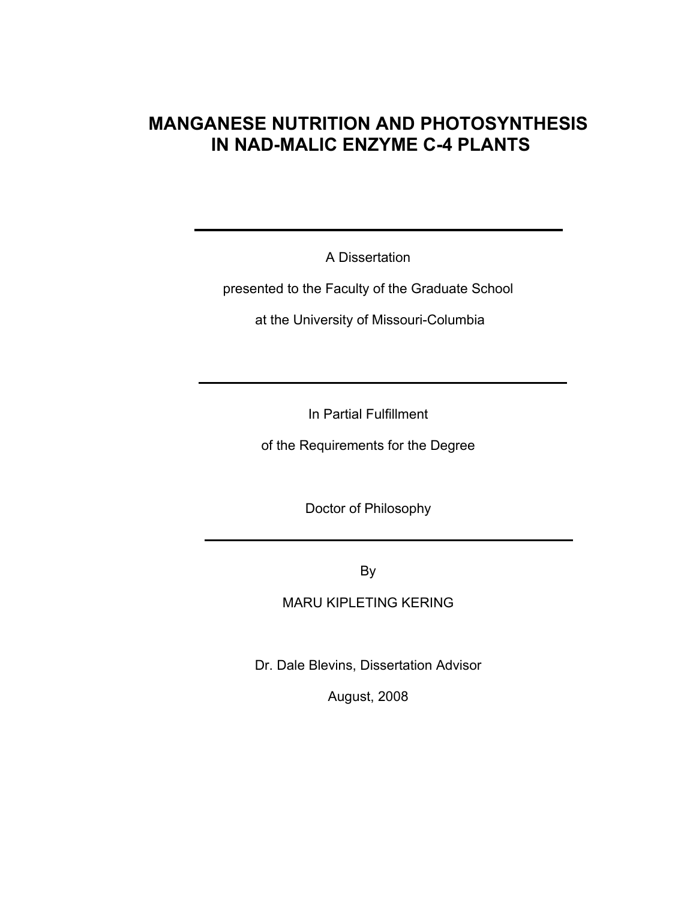# MANGANESE NUTRITION AND PHOTOSYNTHESIS IN NAD-MALIC ENZYME C-4 PLANTS

---

A Dissertation

presented to the Faculty of the Graduate School

at the University of Missouri-Columbia

---

In Partial Fulfillment

of the Requirements for the Degree

Doctor of Philosophy

---

By

MARU KIPLETING KERING

Dr. Dale Blevins, Dissertation Advisor

August, 2008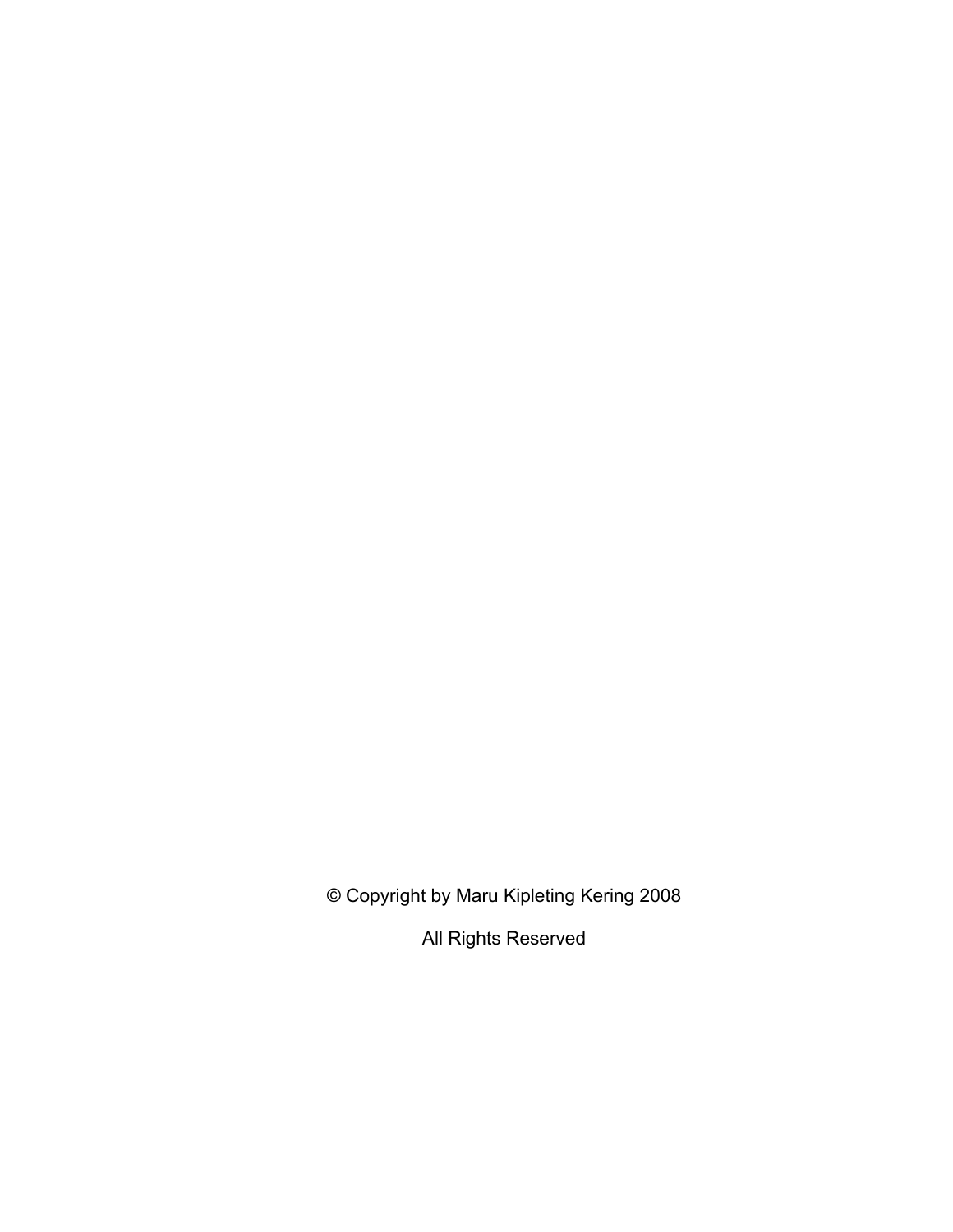© Copyright by Maru Kipleting Kering 2008

All Rights Reserved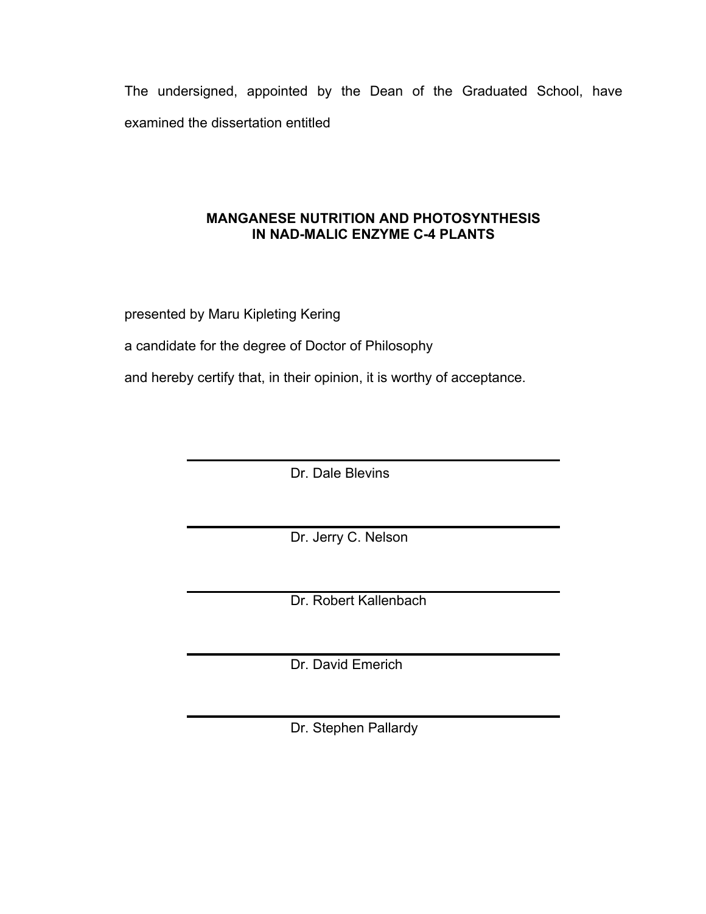The undersigned, appointed by the Dean of the Graduated School, have examined the dissertation entitled

**MANGANESE NUTRITION AND PHOTOSYNTHESIS IN NAD-MALIC ENZYME C-4 PLANTS**

presented by Maru Kipleting Kering

a candidate for the degree of Doctor of Philosophy

and hereby certify that, in their opinion, it is worthy of acceptance.

Dr. Dale Blevins

Dr. Jerry C. Nelson

Dr. Robert Kallenbach

Dr. David Emerich

Dr. Stephen Pallardy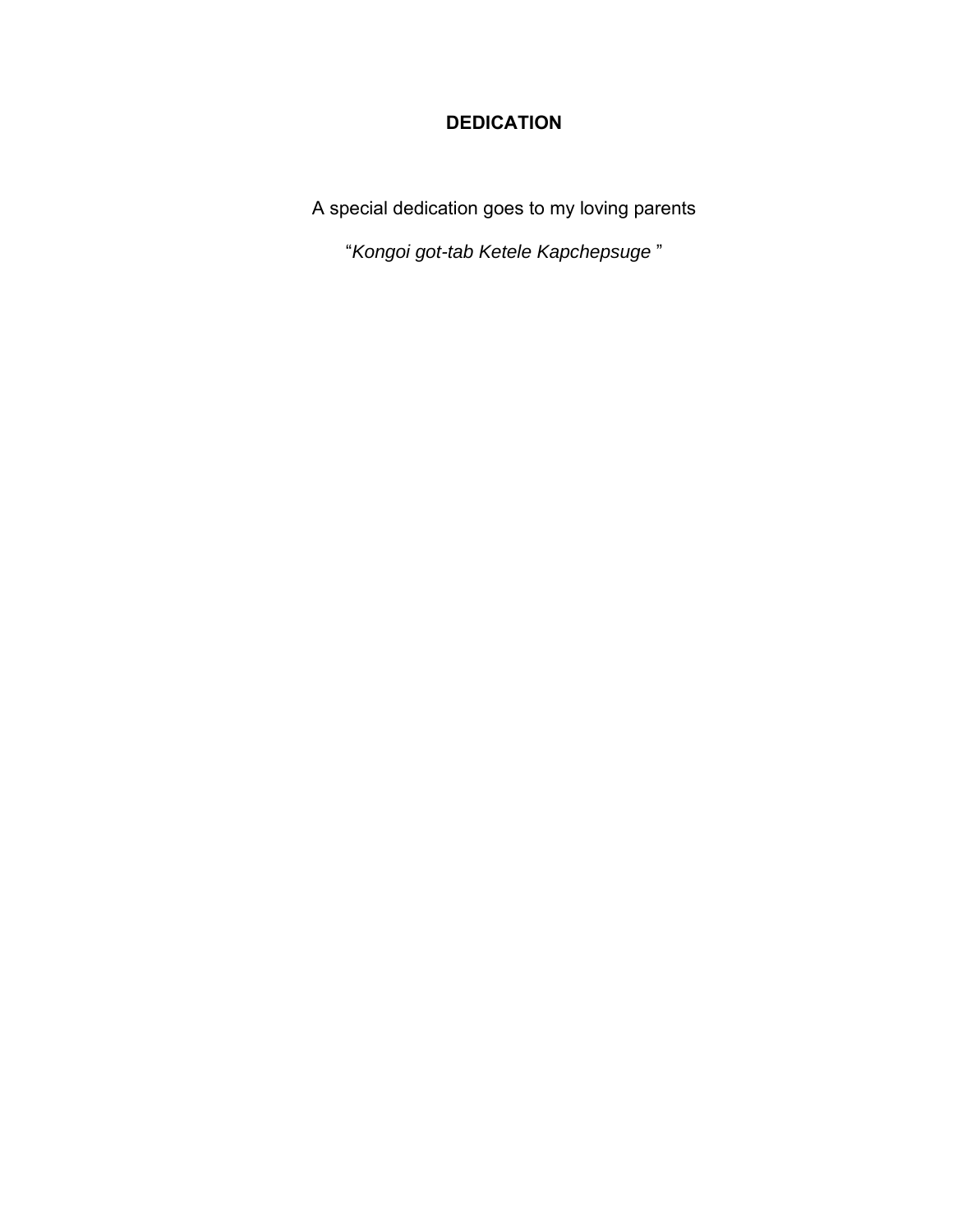# DEDICATION

A special dedication goes to my loving parents

"*Kongoi got-tab Ketele Kapchepsuge* "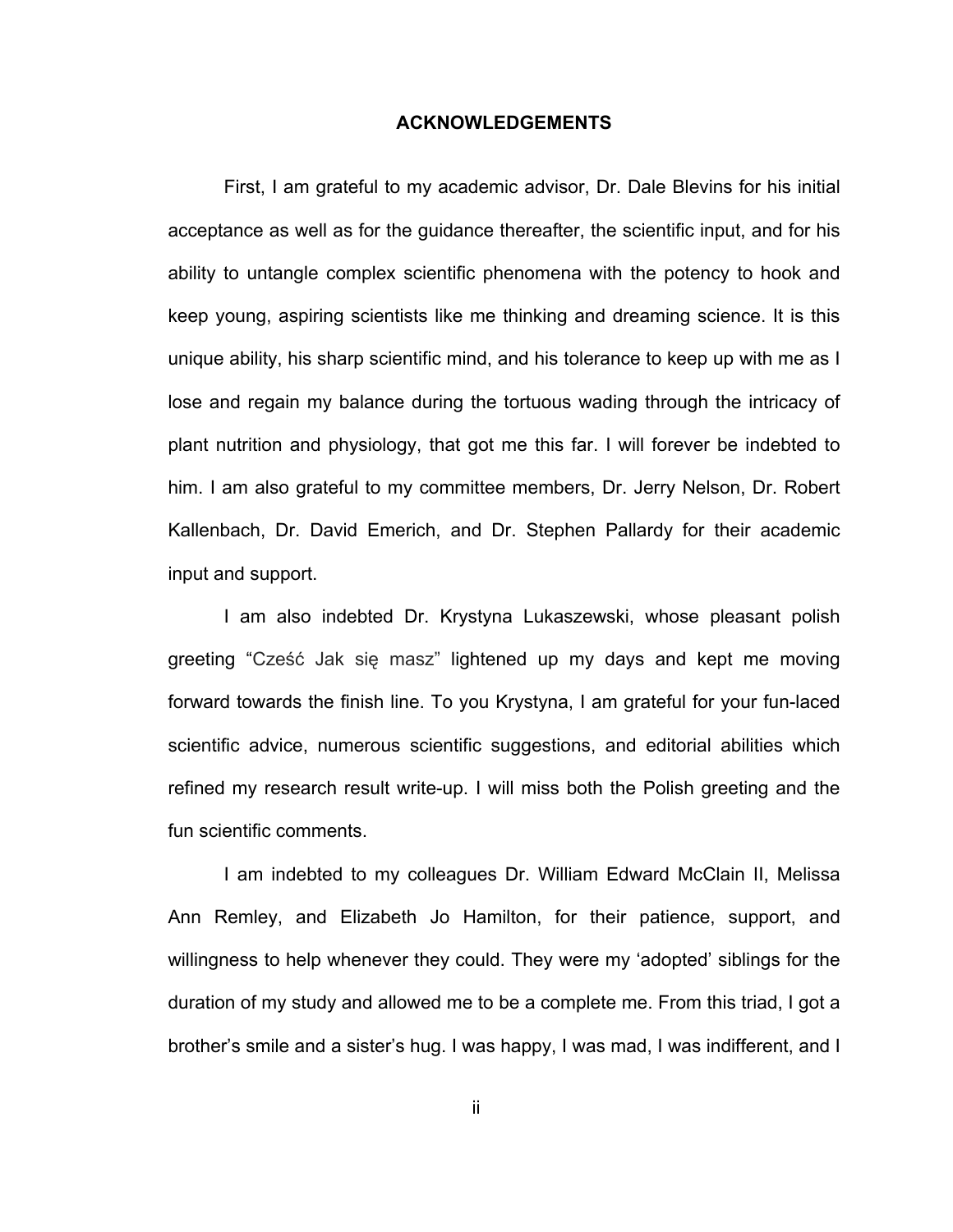# ACKNOWLEDGEMENTS

First, I am grateful to my academic advisor, Dr. Dale Blevins for his initial acceptance as well as for the guidance thereafter, the scientific input, and for his ability to untangle complex scientific phenomena with the potency to hook and keep young, aspiring scientists like me thinking and dreaming science. It is this unique ability, his sharp scientific mind, and his tolerance to keep up with me as I lose and regain my balance during the tortuous wading through the intricacy of plant nutrition and physiology, that got me this far. I will forever be indebted to him. I am also grateful to my committee members, Dr. Jerry Nelson, Dr. Robert Kallenbach, Dr. David Emerich, and Dr. Stephen Pallardy for their academic input and support.

I am also indebted Dr. Krystyna Lukaszewski, whose pleasant polish greeting "Cześć Jak się masz" lightened up my days and kept me moving forward towards the finish line. To you Krystyna, I am grateful for your fun-laced scientific advice, numerous scientific suggestions, and editorial abilities which refined my research result write-up. I will miss both the Polish greeting and the fun scientific comments.

I am indebted to my colleagues Dr. William Edward McClain II, Melissa Ann Remley, and Elizabeth Jo Hamilton, for their patience, support, and willingness to help whenever they could. They were my 'adopted' siblings for the duration of my study and allowed me to be a complete me. From this triad, I got a brother's smile and a sister's hug. I was happy, I was mad, I was indifferent, and I